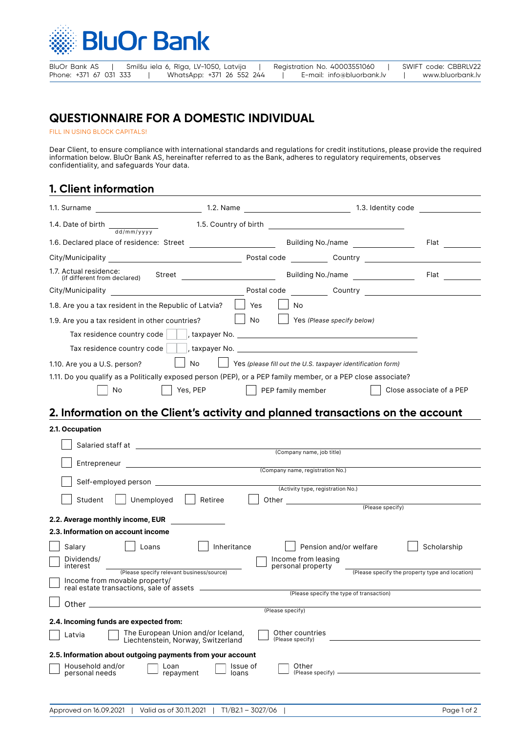# BluOr Bank

BluOr Bank AS | Smilšu iela 6, Rīga, LV-1050, Latvija | Registration No. 40003551060 | SWIFT code: CBBRLV22
Phone: +371 67 031 333 | WhatsApp: +371 26 552 244 | E-mail: info@bluorbank.lv | www.bluorbank.lv

# QUESTIONNAIRE FOR A DOMESTIC INDIVIDUAL

FILL IN USING BLOCK CAPITALS!

Dear Client, to ensure compliance with international standards and regulations for credit institutions, please provide the required information below. BluOr Bank AS, hereinafter referred to as the Bank, adheres to regulatory requirements, observes confidentiality, and safeguards Your data.

## 1. Client information

1.1. Surname \_\_\_\_\_\_\_\_\_\_ 1.2. Name \_\_\_\_\_\_\_\_\_\_ 1.3. Identity code \_\_\_\_\_\_\_\_\_\_

1.4. Date of birth \_\_\_\_\_\_\_\_\_\_ (dd/mm/yyyy) 1.5. Country of birth \_\_\_\_\_\_\_\_\_\_

1.6. Declared place of residence: Street \_\_\_\_\_\_\_\_\_\_ Building No./name \_\_\_\_\_\_\_\_\_\_ Flat \_\_\_\_\_\_\_\_\_\_

City/Municipality \_\_\_\_\_\_\_\_\_\_ Postal code \_\_\_\_\_\_\_\_\_\_ Country \_\_\_\_\_\_\_\_\_\_

1.7. Actual residence: (if different from declared) Street \_\_\_\_\_\_\_\_\_\_ Building No./name \_\_\_\_\_\_\_\_\_\_ Flat \_\_\_\_\_\_\_\_\_\_

City/Municipality \_\_\_\_\_\_\_\_\_\_ Postal code \_\_\_\_\_\_\_\_\_\_ Country \_\_\_\_\_\_\_\_\_\_

1.8. Are you a tax resident in the Republic of Latvia? ☐ Yes ☐ No

1.9. Are you a tax resident in other countries? ☐ No ☐ Yes *(Please specify below)*

Tax residence country code ☐☐, taxpayer No. \_\_\_\_\_\_\_\_\_\_

Tax residence country code ☐☐, taxpayer No. \_\_\_\_\_\_\_\_\_\_

1.10. Are you a U.S. person? ☐ No ☐ Yes *(please fill out the U.S. taxpayer identification form)*

1.11. Do you qualify as a Politically exposed person (PEP), or a PEP family member, or a PEP close associate?

☐ No ☐ Yes, PEP ☐ PEP family member ☐ Close associate of a PEP

## 2. Information on the Client's activity and planned transactions on the account

**2.1. Occupation**

☐ Salaried staff at \_\_\_\_\_\_\_\_\_\_ (Company name, job title)

☐ Entrepreneur \_\_\_\_\_\_\_\_\_\_ (Company name, registration No.)

☐ Self-employed person \_\_\_\_\_\_\_\_\_\_ (Activity type, registration No.)

☐ Student ☐ Unemployed ☐ Retiree ☐ Other \_\_\_\_\_\_\_\_\_\_ (Please specify)

**2.2. Average monthly income, EUR** \_\_\_\_\_\_\_\_\_\_

**2.3. Information on account income**

☐ Salary ☐ Loans ☐ Inheritance ☐ Pension and/or welfare ☐ Scholarship

☐ Dividends/interest \_\_\_\_\_\_\_\_\_\_ (Please specify relevant business/source) ☐ Income from leasing personal property \_\_\_\_\_\_\_\_\_\_ (Please specify the property type and location)

☐ Income from movable property/real estate transactions, sale of assets \_\_\_\_\_\_\_\_\_\_ (Please specify the type of transaction)

☐ Other \_\_\_\_\_\_\_\_\_\_ (Please specify)

**2.4. Incoming funds are expected from:**

☐ Latvia ☐ The European Union and/or Iceland, Liechtenstein, Norway, Switzerland ☐ Other countries (Please specify) \_\_\_\_\_\_\_\_\_\_

**2.5. Information about outgoing payments from your account**

☐ Household and/or personal needs ☐ Loan repayment ☐ Issue of loans ☐ Other (Please specify) \_\_\_\_\_\_\_\_\_\_

Approved on 16.09.2021 | Valid as of 30.11.2021 | T1/B2.1 – 3027/06 |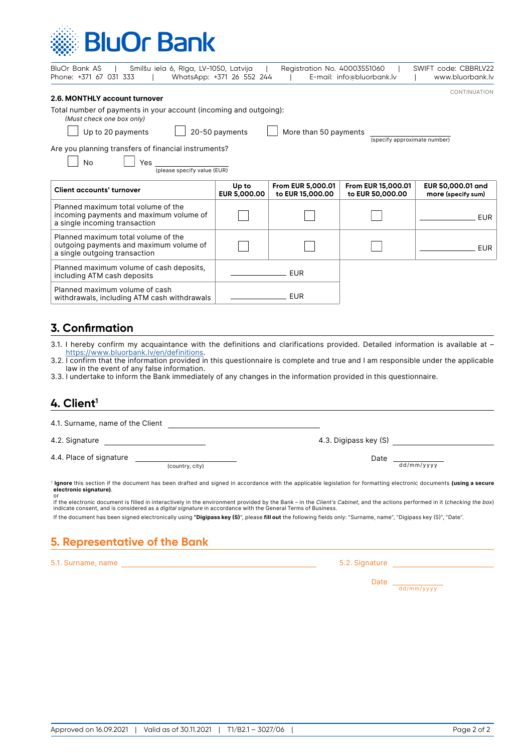BluOr Bank AS | Smilšu iela 6, Rīga, LV-1050, Latvija | Registration No. 40003551060 | SWIFT code: CBBRLV22
Phone: +371 67 031 333 | WhatsApp: +371 26 552 244 | E-mail: info@bluorbank.lv | www.bluorbank.lv

CONTINUATION

**2.6. MONTHLY account turnover**

Total number of payments in your account (incoming and outgoing):
*(Must check one box only)*

☐ Up to 20 payments ☐ 20-50 payments ☐ More than 50 payments ______________ (specify approximate number)

Are you planning transfers of financial instruments?

☐ No ☐ Yes ______________ (please specify value (EUR))

| Client accounts' turnover | Up to EUR 5,000.00 | From EUR 5,000.01 to EUR 15,000.00 | From EUR 15,000.01 to EUR 50,000.00 | EUR 50,000.01 and more (specify sum) |
|---|---|---|---|---|
| Planned maximum total volume of the incoming payments and maximum volume of a single incoming transaction | ☐ | ☐ | ☐ | ______________ EUR |
| Planned maximum total volume of the outgoing payments and maximum volume of a single outgoing transaction | ☐ | ☐ | ☐ | ______________ EUR |
| Planned maximum volume of cash deposits, including ATM cash deposits | ______________ EUR | | | |
| Planned maximum volume of cash withdrawals, including ATM cash withdrawals | ______________ EUR | | | |

## 3. Confirmation

3.1. I hereby confirm my acquaintance with the definitions and clarifications provided. Detailed information is available at – https://www.bluorbank.lv/en/definitions.
3.2. I confirm that the information provided in this questionnaire is complete and true and I am responsible under the applicable law in the event of any false information.
3.3. I undertake to inform the Bank immediately of any changes in the information provided in this questionnaire.

## 4. Client[1]

4.1. Surname, name of the Client ______________________________

4.2. Signature ______________________ 4.3. Digipass key (S) ______________________

4.4. Place of signature ______________________ (country, city) Date ____________ dd/mm/yyyy

[1] **Ignore** this section if the document has been drafted and signed in accordance with the applicable legislation for formatting electronic documents **(using a secure electronic signature)**.
or
if the electronic document is filled in interactively in the environment provided by the Bank – in the *Client's Cabinet*, and the actions performed in it (*checking the box*) indicate consent, and is considered as a *digital signature* in accordance with the General Terms of Business.

If the document has been signed electronically using **"Digipass key (S)"**, please **fill out** the following fields only: "Surname, name", "Digipass key (S)", "Date".

## 5. Representative of the Bank

5.1. Surname, name ______________________________ 5.2. Signature ______________________

Date ____________ dd/mm/yyyy

Approved on 16.09.2021 | Valid as of 30.11.2021 | T1/B2.1 – 3027/06 |